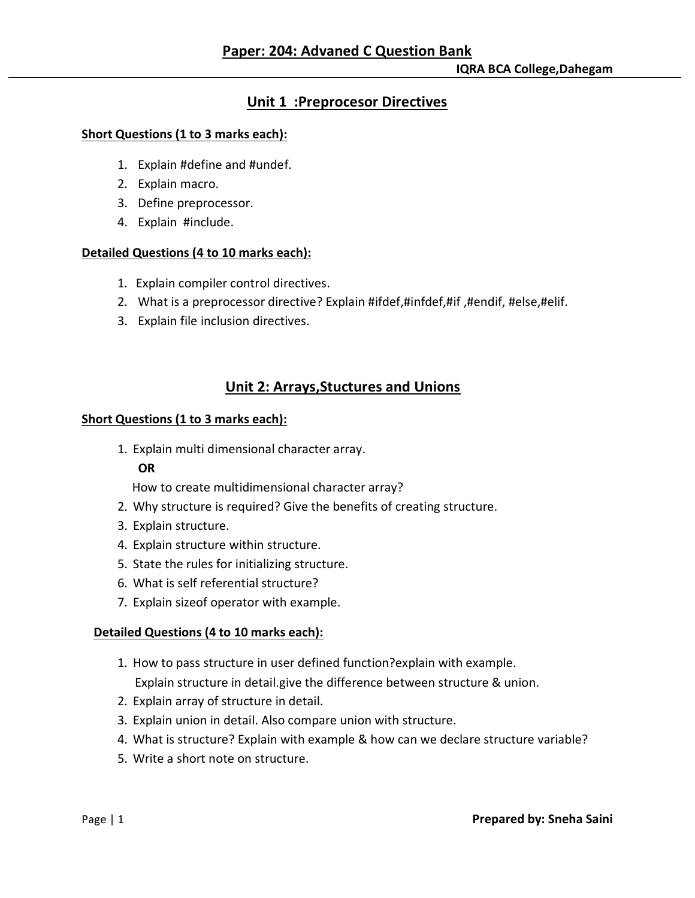# Paper: 204: Advaned C Question Bank

**IQRA BCA College,Dahegam**

## Unit 1 :Preprocesor Directives

**Short Questions (1 to 3 marks each):**

1. Explain #define and #undef.
2. Explain macro.
3. Define preprocessor.
4. Explain #include.

**Detailed Questions (4 to 10 marks each):**

1. Explain compiler control directives.
2. What is a preprocessor directive? Explain #ifdef,#infdef,#if ,#endif, #else,#elif.
3. Explain file inclusion directives.

## Unit 2: Arrays,Stuctures and Unions

**Short Questions (1 to 3 marks each):**

1. Explain multi dimensional character array.
   **OR**
   How to create multidimensional character array?
2. Why structure is required? Give the benefits of creating structure.
3. Explain structure.
4. Explain structure within structure.
5. State the rules for initializing structure.
6. What is self referential structure?
7. Explain sizeof operator with example.

**Detailed Questions (4 to 10 marks each):**

1. How to pass structure in user defined function?explain with example.
   Explain structure in detail.give the difference between structure & union.
2. Explain array of structure in detail.
3. Explain union in detail. Also compare union with structure.
4. What is structure? Explain with example & how can we declare structure variable?
5. Write a short note on structure.

**Prepared by: Sneha Saini**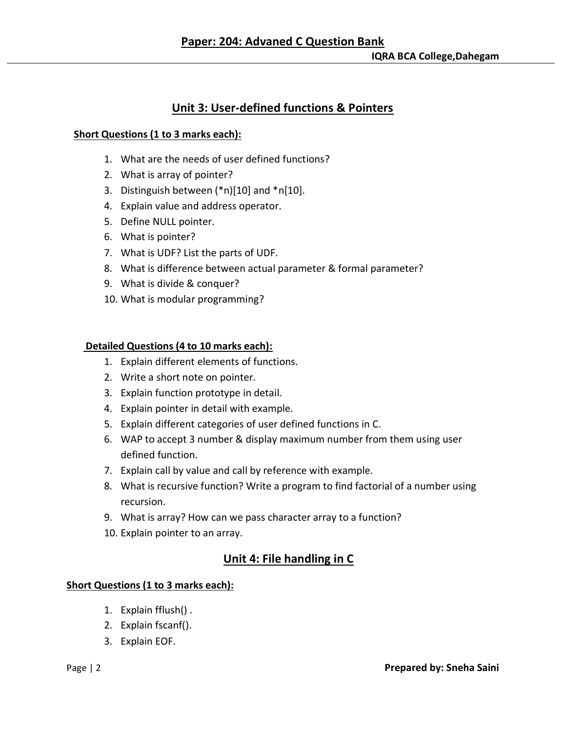## Unit 3: User-defined functions & Pointers

**Short Questions (1 to 3 marks each):**

1. What are the needs of user defined functions?
2. What is array of pointer?
3. Distinguish between (*n)[10] and *n[10].
4. Explain value and address operator.
5. Define NULL pointer.
6. What is pointer?
7. What is UDF? List the parts of UDF.
8. What is difference between actual parameter & formal parameter?
9. What is divide & conquer?
10. What is modular programming?

**Detailed Questions (4 to 10 marks each):**

1. Explain different elements of functions.
2. Write a short note on pointer.
3. Explain function prototype in detail.
4. Explain pointer in detail with example.
5. Explain different categories of user defined functions in C.
6. WAP to accept 3 number & display maximum number from them using user defined function.
7. Explain call by value and call by reference with example.
8. What is recursive function? Write a program to find factorial of a number using recursion.
9. What is array? How can we pass character array to a function?
10. Explain pointer to an array.

## Unit 4: File handling in C

**Short Questions (1 to 3 marks each):**

1. Explain fflush() .
2. Explain fscanf().
3. Explain EOF.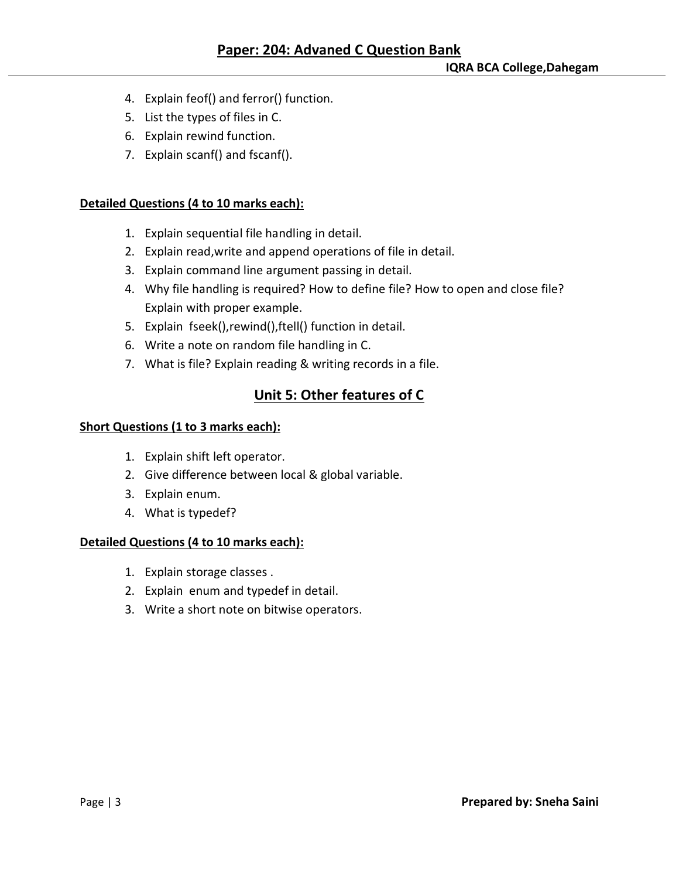4. Explain feof() and ferror() function.
5. List the types of files in C.
6. Explain rewind function.
7. Explain scanf() and fscanf().

**Detailed Questions (4 to 10 marks each):**

1. Explain sequential file handling in detail.
2. Explain read,write and append operations of file in detail.
3. Explain command line argument passing in detail.
4. Why file handling is required? How to define file? How to open and close file? Explain with proper example.
5. Explain fseek(),rewind(),ftell() function in detail.
6. Write a note on random file handling in C.
7. What is file? Explain reading & writing records in a file.

## Unit 5: Other features of C

**Short Questions (1 to 3 marks each):**

1. Explain shift left operator.
2. Give difference between local & global variable.
3. Explain enum.
4. What is typedef?

**Detailed Questions (4 to 10 marks each):**

1. Explain storage classes .
2. Explain enum and typedef in detail.
3. Write a short note on bitwise operators.